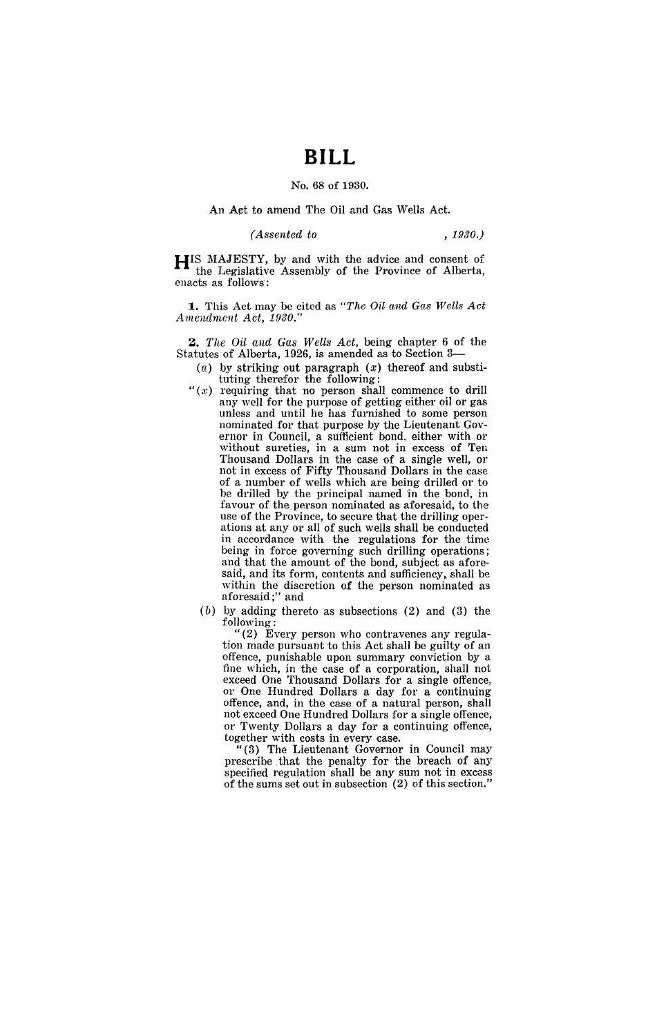# BILL

No. 68 of 1930.

An Act to amend The Oil and Gas Wells Act.

*(Assented to , 1930.)*

HIS MAJESTY, by and with the advice and consent of the Legislative Assembly of the Province of Alberta, enacts as follows:

**1.** This Act may be cited as *"The Oil and Gas Wells Act Amendment Act, 1930."*

**2.** *The Oil and Gas Wells Act,* being chapter 6 of the Statutes of Alberta, 1926, is amended as to Section 3—

(*a*) by striking out paragraph (*x*) thereof and substituting therefor the following:

"(*x*) requiring that no person shall commence to drill any well for the purpose of getting either oil or gas unless and until he has furnished to some person nominated for that purpose by the Lieutenant Governor in Council, a sufficient bond, either with or without sureties, in a sum not in excess of Ten Thousand Dollars in the case of a single well, or not in excess of Fifty Thousand Dollars in the case of a number of wells which are being drilled or to be drilled by the principal named in the bond, in favour of the person nominated as aforesaid, to the use of the Province, to secure that the drilling operations at any or all of such wells shall be conducted in accordance with the regulations for the time being in force governing such drilling operations; and that the amount of the bond, subject as aforesaid, and its form, contents and sufficiency, shall be within the discretion of the person nominated as aforesaid;" and

(*b*) by adding thereto as subsections (2) and (3) the following:

"(2) Every person who contravenes any regulation made pursuant to this Act shall be guilty of an offence, punishable upon summary conviction by a fine which, in the case of a corporation, shall not exceed One Thousand Dollars for a single offence, or One Hundred Dollars a day for a continuing offence, and, in the case of a natural person, shall not exceed One Hundred Dollars for a single offence, or Twenty Dollars a day for a continuing offence, together with costs in every case.

"(3) The Lieutenant Governor in Council may prescribe that the penalty for the breach of any specified regulation shall be any sum not in excess of the sums set out in subsection (2) of this section."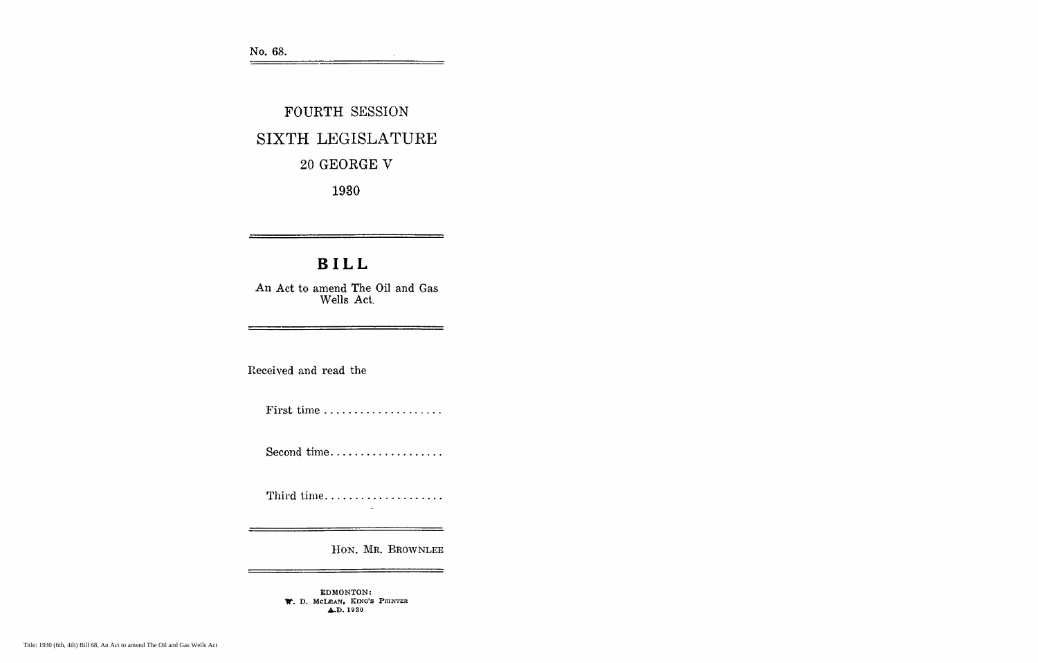No. 68.

FOURTH SESSION

SIXTH LEGISLATURE

20 GEORGE V

1930

# BILL

An Act to amend The Oil and Gas Wells Act.

Received and read the

First time ....................

Second time..................

Third time....................

HON. MR. BROWNLEE

EDMONTON:
W. D. McLEAN, KING'S PRINTER
A.D. 1930

Title: 1930 (6th, 4th) Bill 68, An Act to amend The Oil and Gas Wells Act